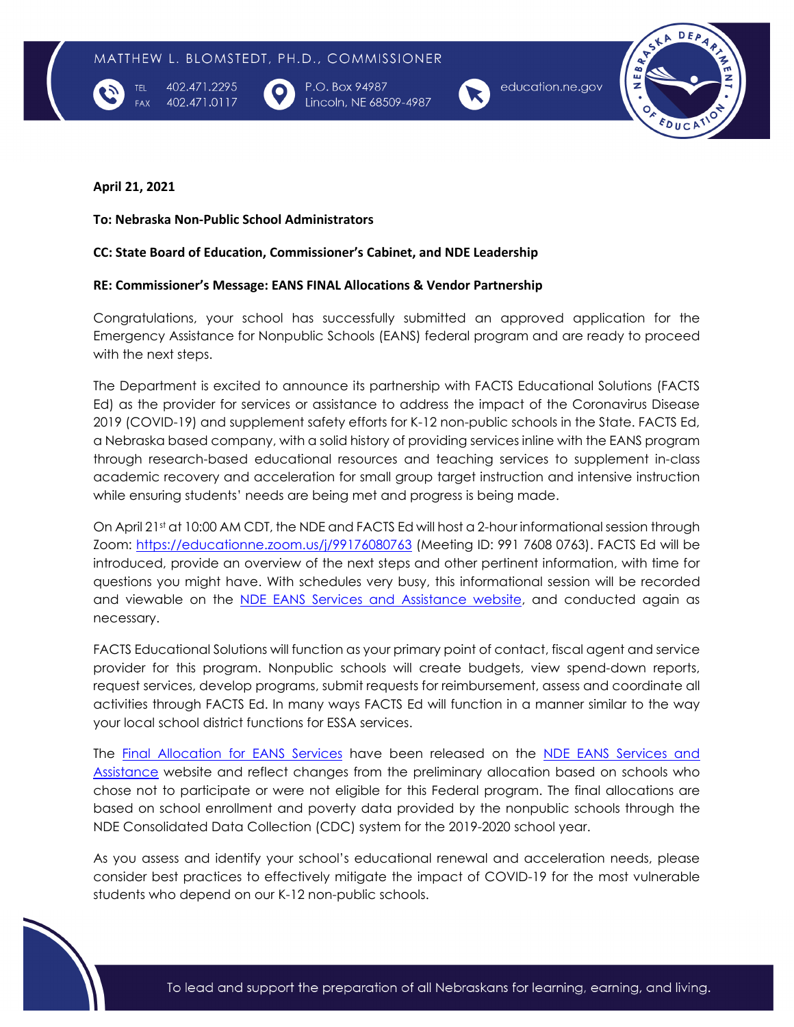MATTHEW L. BLOMSTEDT, PH.D., COMMISSIONER

TEL 402.471.2295
FAX 402.471.0117

P.O. Box 94987
Lincoln, NE 68509-4987

education.ne.gov

**April 21, 2021**

**To: Nebraska Non-Public School Administrators**

**CC: State Board of Education, Commissioner's Cabinet, and NDE Leadership**

**RE: Commissioner's Message: EANS FINAL Allocations & Vendor Partnership**

Congratulations, your school has successfully submitted an approved application for the Emergency Assistance for Nonpublic Schools (EANS) federal program and are ready to proceed with the next steps.

The Department is excited to announce its partnership with FACTS Educational Solutions (FACTS Ed) as the provider for services or assistance to address the impact of the Coronavirus Disease 2019 (COVID-19) and supplement safety efforts for K-12 non-public schools in the State. FACTS Ed, a Nebraska based company, with a solid history of providing services inline with the EANS program through research-based educational resources and teaching services to supplement in-class academic recovery and acceleration for small group target instruction and intensive instruction while ensuring students' needs are being met and progress is being made.

On April 21st at 10:00 AM CDT, the NDE and FACTS Ed will host a 2-hour informational session through Zoom: https://educationne.zoom.us/j/99176080763 (Meeting ID: 991 7608 0763). FACTS Ed will be introduced, provide an overview of the next steps and other pertinent information, with time for questions you might have. With schedules very busy, this informational session will be recorded and viewable on the NDE EANS Services and Assistance website, and conducted again as necessary.

FACTS Educational Solutions will function as your primary point of contact, fiscal agent and service provider for this program. Nonpublic schools will create budgets, view spend-down reports, request services, develop programs, submit requests for reimbursement, assess and coordinate all activities through FACTS Ed. In many ways FACTS Ed will function in a manner similar to the way your local school district functions for ESSA services.

The Final Allocation for EANS Services have been released on the NDE EANS Services and Assistance website and reflect changes from the preliminary allocation based on schools who chose not to participate or were not eligible for this Federal program. The final allocations are based on school enrollment and poverty data provided by the nonpublic schools through the NDE Consolidated Data Collection (CDC) system for the 2019-2020 school year.

As you assess and identify your school's educational renewal and acceleration needs, please consider best practices to effectively mitigate the impact of COVID-19 for the most vulnerable students who depend on our K-12 non-public schools.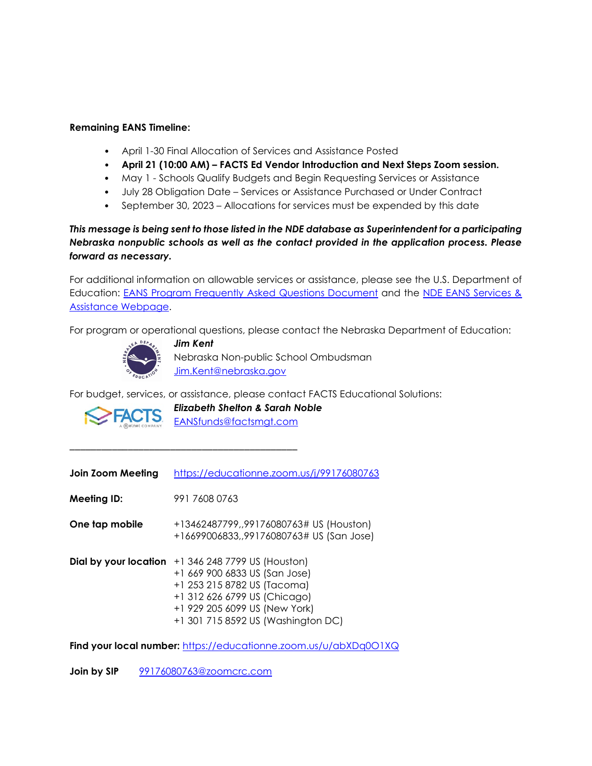**Remaining EANS Timeline:**

- April 1-30 Final Allocation of Services and Assistance Posted
- **April 21 (10:00 AM) – FACTS Ed Vendor Introduction and Next Steps Zoom session.**
- May 1 - Schools Qualify Budgets and Begin Requesting Services or Assistance
- July 28 Obligation Date – Services or Assistance Purchased or Under Contract
- September 30, 2023 – Allocations for services must be expended by this date

***This message is being sent to those listed in the NDE database as Superintendent for a participating Nebraska nonpublic schools as well as the contact provided in the application process. Please forward as necessary.***

For additional information on allowable services or assistance, please see the U.S. Department of Education: EANS Program Frequently Asked Questions Document and the NDE EANS Services & Assistance Webpage.

For program or operational questions, please contact the Nebraska Department of Education:

***Jim Kent***
Nebraska Non-public School Ombudsman
Jim.Kent@nebraska.gov

For budget, services, or assistance, please contact FACTS Educational Solutions:

***Elizabeth Shelton & Sarah Noble***
EANSfunds@factsmgt.com

---

**Join Zoom Meeting** https://educationne.zoom.us/j/99176080763

**Meeting ID:** 991 7608 0763

**One tap mobile**
+13462487799,,99176080763# US (Houston)
+16699006833,,99176080763# US (San Jose)

**Dial by your location**
+1 346 248 7799 US (Houston)
+1 669 900 6833 US (San Jose)
+1 253 215 8782 US (Tacoma)
+1 312 626 6799 US (Chicago)
+1 929 205 6099 US (New York)
+1 301 715 8592 US (Washington DC)

**Find your local number:** https://educationne.zoom.us/u/abXDq0O1XQ

**Join by SIP** 99176080763@zoomcrc.com